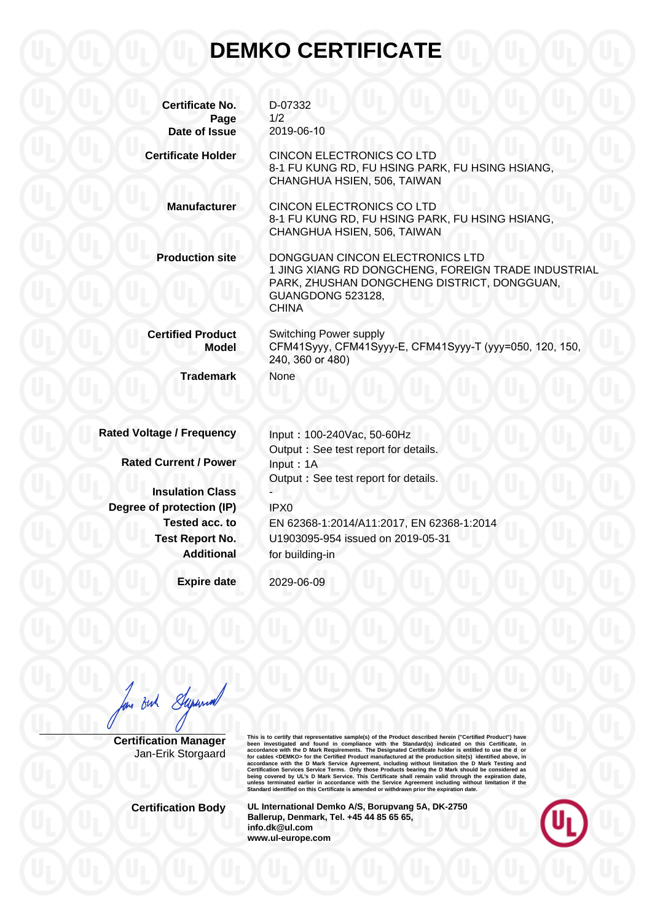# DEMKO CERTIFICATE

| | |
|---|---|
| **Certificate No.** | D-07332 |
| **Page** | 1/2 |
| **Date of Issue** | 2019-06-10 |
| **Certificate Holder** | CINCON ELECTRONICS CO LTD<br>8-1 FU KUNG RD, FU HSING PARK, FU HSING HSIANG, CHANGHUA HSIEN, 506, TAIWAN |
| **Manufacturer** | CINCON ELECTRONICS CO LTD<br>8-1 FU KUNG RD, FU HSING PARK, FU HSING HSIANG, CHANGHUA HSIEN, 506, TAIWAN |
| **Production site** | DONGGUAN CINCON ELECTRONICS LTD<br>1 JING XIANG RD DONGCHENG, FOREIGN TRADE INDUSTRIAL PARK, ZHUSHAN DONGCHENG DISTRICT, DONGGUAN, GUANGDONG 523128,<br>CHINA |
| **Certified Product** | Switching Power supply |
| **Model** | CFM41Syyy, CFM41Syyy-E, CFM41Syyy-T (yyy=050, 120, 150, 240, 360 or 480) |
| **Trademark** | None |
| **Rated Voltage / Frequency** | Input：100-240Vac, 50-60Hz<br>Output：See test report for details. |
| **Rated Current / Power** | Input：1A<br>Output：See test report for details. |
| **Insulation Class** | - |
| **Degree of protection (IP)** | IPX0 |
| **Tested acc. to** | EN 62368-1:2014/A11:2017, EN 62368-1:2014 |
| **Test Report No.** | U1903095-954 issued on 2019-05-31 |
| **Additional** | for building-in |
| **Expire date** | 2029-06-09 |

**Certification Manager**
Jan-Erik Storgaard

This is to certify that representative sample(s) of the Product described herein ("Certified Product") have been investigated and found in compliance with the Standard(s) indicated on this Certificate, in accordance with the D Mark Requirements. The Designated Certificate holder is entitled to use the d or for cables <DEMKO> for the Certified Product manufactured at the production site(s) identified above, in accordance with the D Mark Service Agreement, including without limitation the D Mark Testing and Certification Services Service Terms. Only those Products bearing the D Mark should be considered as being covered by UL's D Mark Service. This Certificate shall remain valid through the expiration date, unless terminated earlier in accordance with the Service Agreement including without limitation if the Standard identified on this Certificate is amended or withdrawn prior the expiration date.

**Certification Body**

**UL International Demko A/S, Borupvang 5A, DK-2750 Ballerup, Denmark, Tel. +45 44 85 65 65, info.dk@ul.com www.ul-europe.com**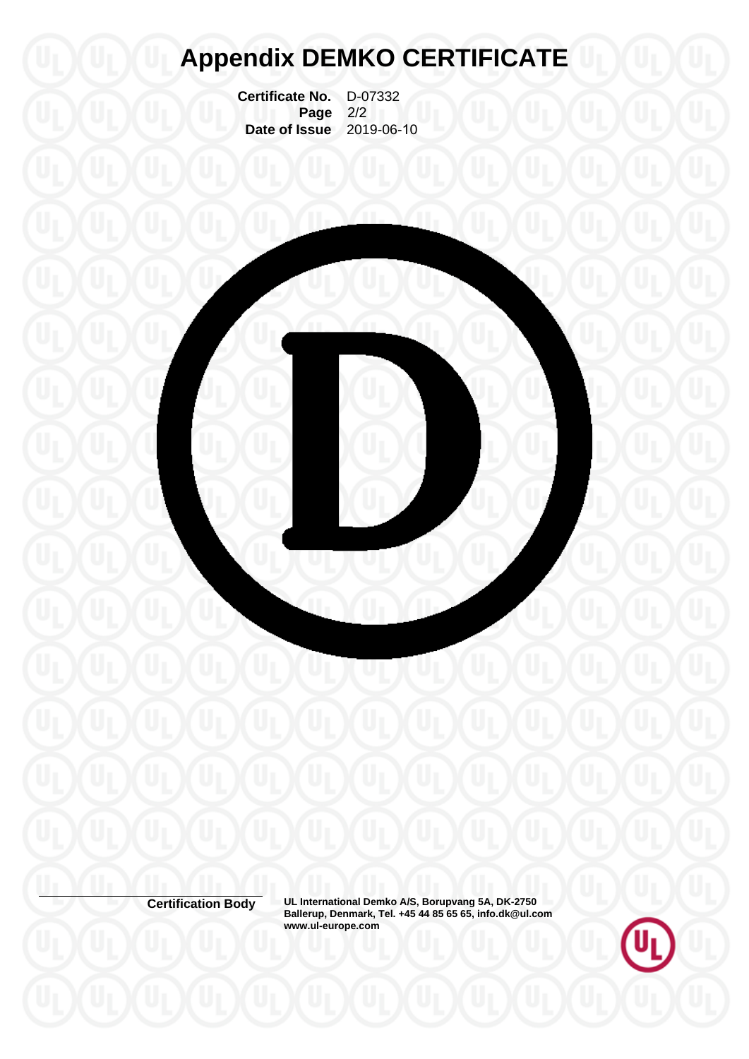# Appendix DEMKO CERTIFICATE

**Certificate No.** D-07332

**Page** 2/2

**Date of Issue** 2019-06-10

**Certification Body** UL International Demko A/S, Borupvang 5A, DK-2750 Ballerup, Denmark, Tel. +45 44 85 65 65, info.dk@ul.com www.ul-europe.com